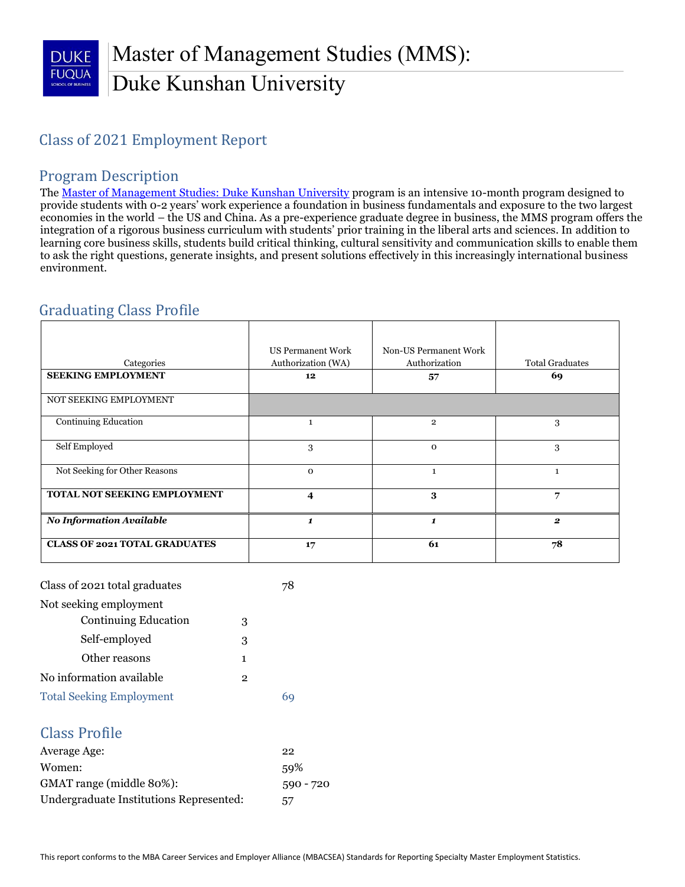# Master of Management Studies (MMS):
# Duke Kunshan University

## Class of 2021 Employment Report

## Program Description

The Master of Management Studies: Duke Kunshan University program is an intensive 10-month program designed to provide students with 0-2 years' work experience a foundation in business fundamentals and exposure to the two largest economies in the world – the US and China. As a pre-experience graduate degree in business, the MMS program offers the integration of a rigorous business curriculum with students' prior training in the liberal arts and sciences. In addition to learning core business skills, students build critical thinking, cultural sensitivity and communication skills to enable them to ask the right questions, generate insights, and present solutions effectively in this increasingly international business environment.

## Graduating Class Profile

| Categories | US Permanent Work Authorization (WA) | Non-US Permanent Work Authorization | Total Graduates |
|---|---|---|---|
| **SEEKING EMPLOYMENT** | **12** | **57** | **69** |
| NOT SEEKING EMPLOYMENT | | | |
| Continuing Education | 1 | 2 | 3 |
| Self Employed | 3 | 0 | 3 |
| Not Seeking for Other Reasons | 0 | 1 | 1 |
| **TOTAL NOT SEEKING EMPLOYMENT** | **4** | **3** | **7** |
| ***No Information Available*** | ***1*** | ***1*** | ***2*** |
| **CLASS OF 2021 TOTAL GRADUATES** | **17** | **61** | **78** |

| | | |
|---|---|---|
| Class of 2021 total graduates | | 78 |
| Not seeking employment | | |
| Continuing Education | 3 | |
| Self-employed | 3 | |
| Other reasons | 1 | |
| No information available | 2 | |
| Total Seeking Employment | | 69 |

## Class Profile

| | |
|---|---|
| Average Age: | 22 |
| Women: | 59% |
| GMAT range (middle 80%): | 590 - 720 |
| Undergraduate Institutions Represented: | 57 |

This report conforms to the MBA Career Services and Employer Alliance (MBACSEA) Standards for Reporting Specialty Master Employment Statistics.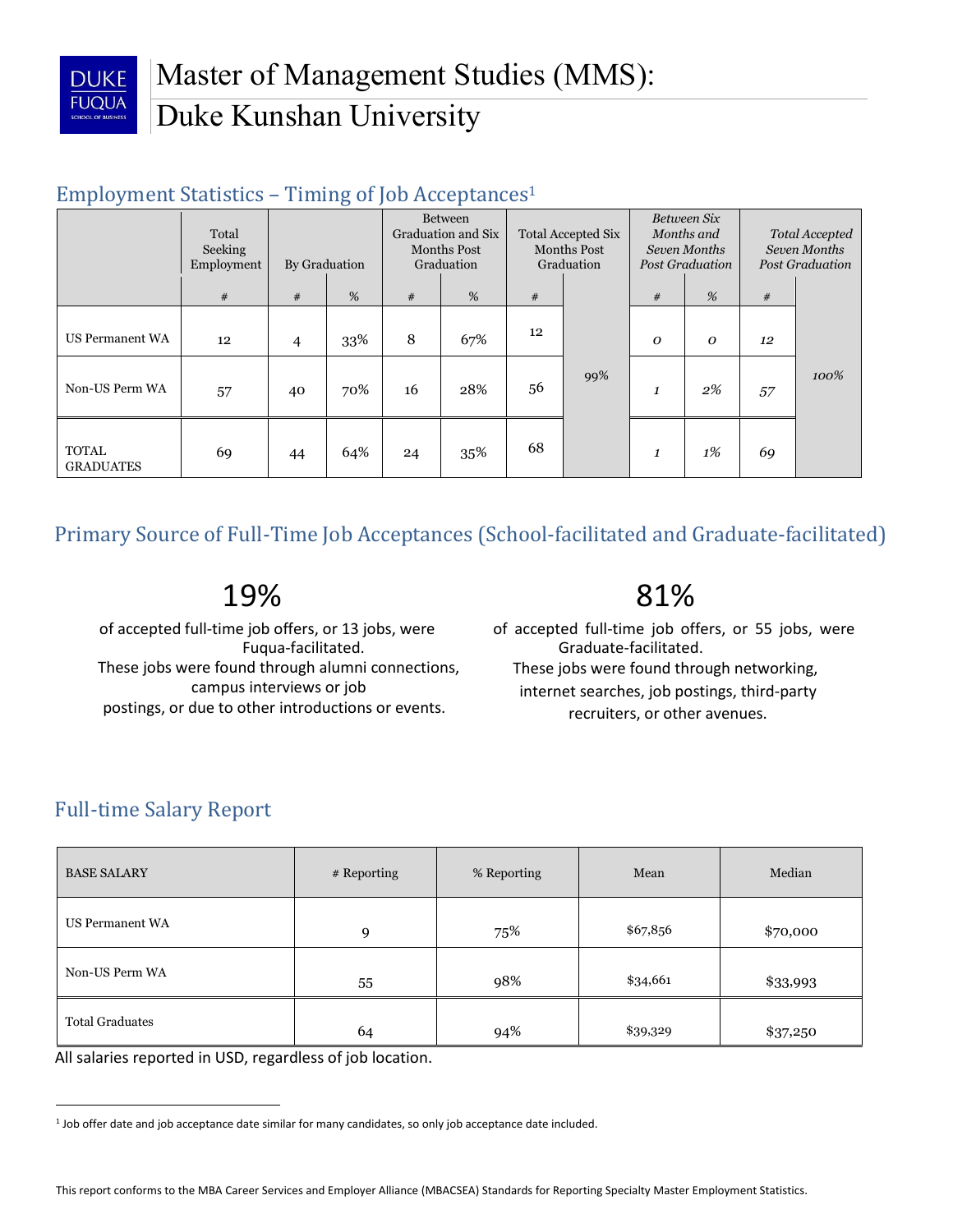# Master of Management Studies (MMS): Duke Kunshan University

## Employment Statistics – Timing of Job Acceptances[1]

| | Total Seeking Employment | By Graduation | | Between Graduation and Six Months Post Graduation | | Total Accepted Six Months Post Graduation | | *Between Six Months and Seven Months Post Graduation* | | *Total Accepted Seven Months Post Graduation* | |
|---|---|---|---|---|---|---|---|---|---|---|---|
| | # | # | % | # | % | # | | *#* | *%* | *#* | |
| US Permanent WA | 12 | 4 | 33% | 8 | 67% | 12 | 99% | *0* | *0* | *12* | *100%* |
| Non-US Perm WA | 57 | 40 | 70% | 16 | 28% | 56 | | *1* | *2%* | *57* | |
| TOTAL GRADUATES | 69 | 44 | 64% | 24 | 35% | 68 | | *1* | *1%* | *69* | |

## Primary Source of Full-Time Job Acceptances (School-facilitated and Graduate-facilitated)

**19%**

of accepted full-time job offers, or 13 jobs, were Fuqua-facilitated.
These jobs were found through alumni connections, campus interviews or job postings, or due to other introductions or events.

**81%**

of accepted full-time job offers, or 55 jobs, were Graduate-facilitated.
These jobs were found through networking, internet searches, job postings, third-party recruiters, or other avenues.

## Full-time Salary Report

| BASE SALARY | # Reporting | % Reporting | Mean | Median |
|---|---|---|---|---|
| US Permanent WA | 9 | 75% | $67,856 | $70,000 |
| Non-US Perm WA | 55 | 98% | $34,661 | $33,993 |
| Total Graduates | 64 | 94% | $39,329 | $37,250 |

All salaries reported in USD, regardless of job location.

[1] Job offer date and job acceptance date similar for many candidates, so only job acceptance date included.

This report conforms to the MBA Career Services and Employer Alliance (MBACSEA) Standards for Reporting Specialty Master Employment Statistics.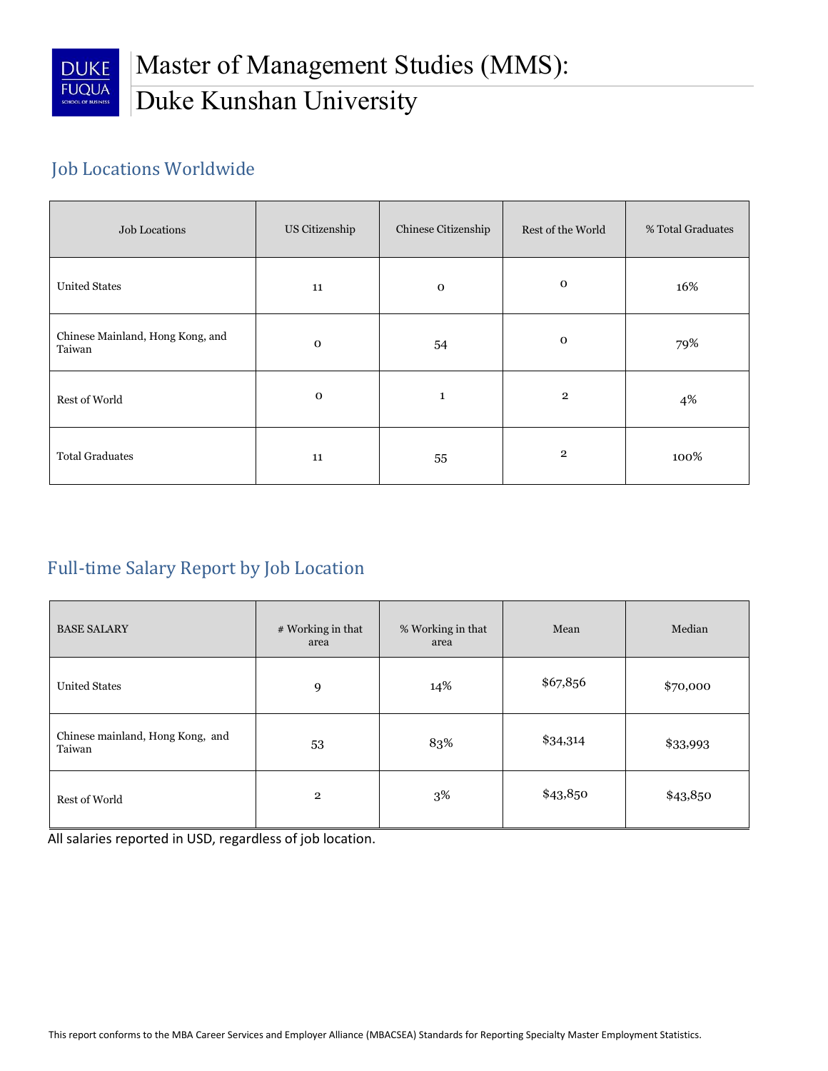# Master of Management Studies (MMS): Duke Kunshan University

## Job Locations Worldwide

| Job Locations | US Citizenship | Chinese Citizenship | Rest of the World | % Total Graduates |
|---|---|---|---|---|
| United States | 11 | 0 | 0 | 16% |
| Chinese Mainland, Hong Kong, and Taiwan | 0 | 54 | 0 | 79% |
| Rest of World | 0 | 1 | 2 | 4% |
| Total Graduates | 11 | 55 | 2 | 100% |

## Full-time Salary Report by Job Location

| BASE SALARY | # Working in that area | % Working in that area | Mean | Median |
|---|---|---|---|---|
| United States | 9 | 14% | $67,856 | $70,000 |
| Chinese mainland, Hong Kong, and Taiwan | 53 | 83% | $34,314 | $33,993 |
| Rest of World | 2 | 3% | $43,850 | $43,850 |

All salaries reported in USD, regardless of job location.

This report conforms to the MBA Career Services and Employer Alliance (MBACSEA) Standards for Reporting Specialty Master Employment Statistics.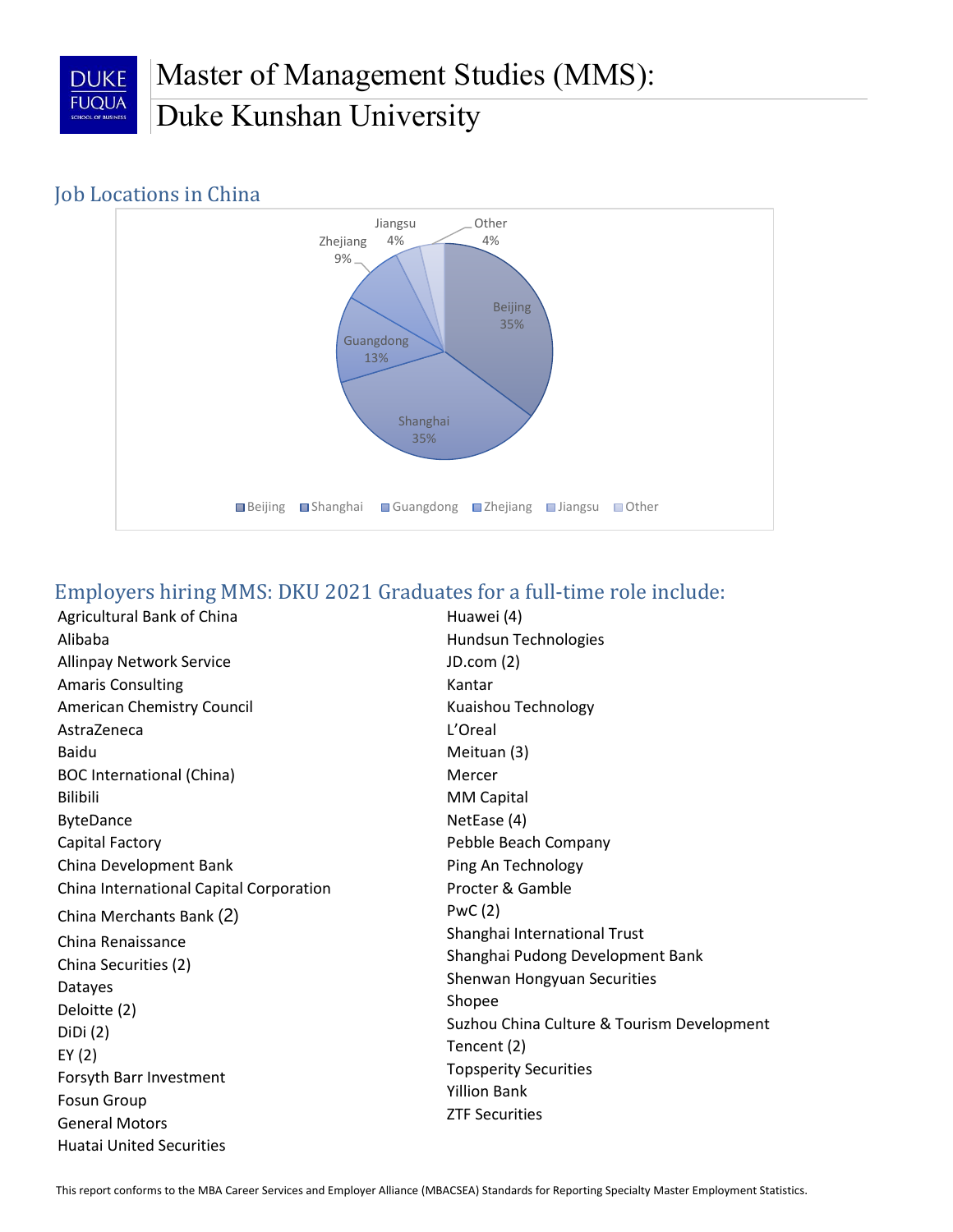# Master of Management Studies (MMS): Duke Kunshan University

## Job Locations in China

| Location | Percentage |
|---|---|
| Beijing | 35% |
| Shanghai | 35% |
| Guangdong | 13% |
| Zhejiang | 9% |
| Jiangsu | 4% |
| Other | 4% |

## Employers hiring MMS: DKU 2021 Graduates for a full-time role include:

- Agricultural Bank of China
- Alibaba
- Allinpay Network Service
- Amaris Consulting
- American Chemistry Council
- AstraZeneca
- Baidu
- BOC International (China)
- Bilibili
- ByteDance
- Capital Factory
- China Development Bank
- China International Capital Corporation
- China Merchants Bank (2)
- China Renaissance
- China Securities (2)
- Datayes
- Deloitte (2)
- DiDi (2)
- EY (2)
- Forsyth Barr Investment
- Fosun Group
- General Motors
- Huatai United Securities
- Huawei (4)
- Hundsun Technologies
- JD.com (2)
- Kantar
- Kuaishou Technology
- L'Oreal
- Meituan (3)
- Mercer
- MM Capital
- NetEase (4)
- Pebble Beach Company
- Ping An Technology
- Procter & Gamble
- PwC (2)
- Shanghai International Trust
- Shanghai Pudong Development Bank
- Shenwan Hongyuan Securities
- Shopee
- Suzhou China Culture & Tourism Development
- Tencent (2)
- Topsperity Securities
- Yillion Bank
- ZTF Securities

This report conforms to the MBA Career Services and Employer Alliance (MBACSEA) Standards for Reporting Specialty Master Employment Statistics.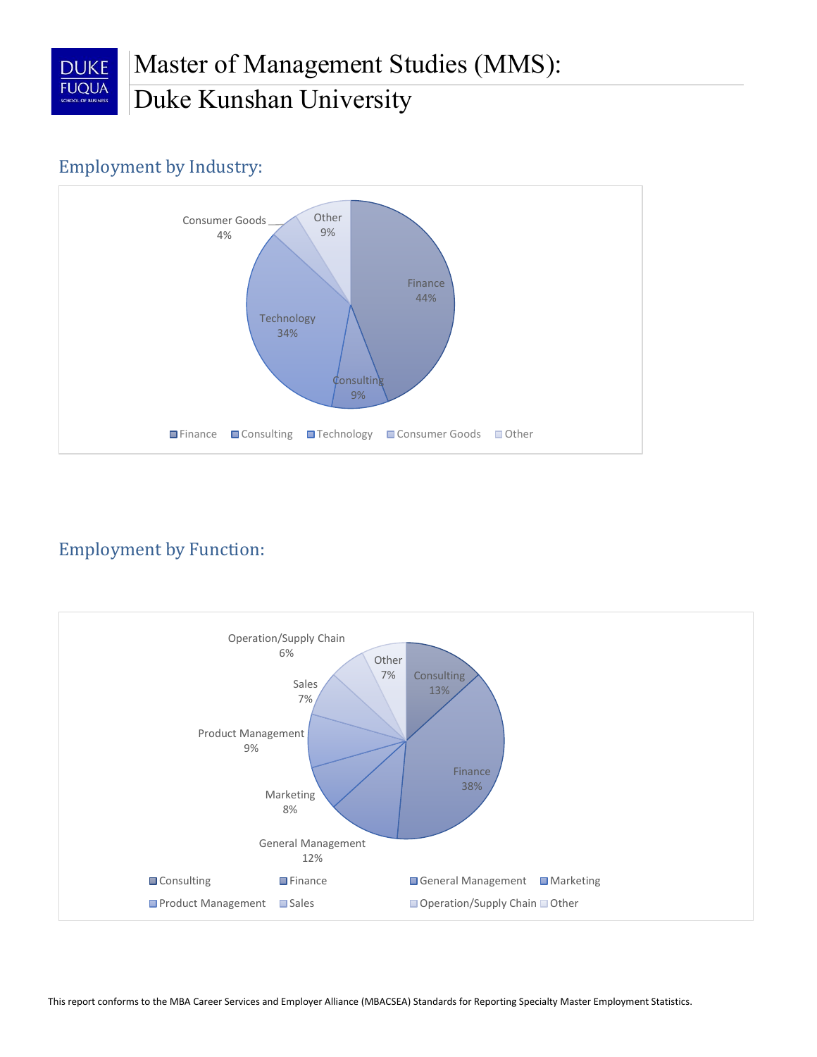# Master of Management Studies (MMS): Duke Kunshan University

## Employment by Industry:

| Industry | Percentage |
| --- | --- |
| Finance | 44% |
| Consulting | 9% |
| Technology | 34% |
| Consumer Goods | 4% |
| Other | 9% |

## Employment by Function:

| Function | Percentage |
| --- | --- |
| Consulting | 13% |
| Finance | 38% |
| General Management | 12% |
| Marketing | 8% |
| Product Management | 9% |
| Sales | 7% |
| Operation/Supply Chain | 6% |
| Other | 7% |

This report conforms to the MBA Career Services and Employer Alliance (MBACSEA) Standards for Reporting Specialty Master Employment Statistics.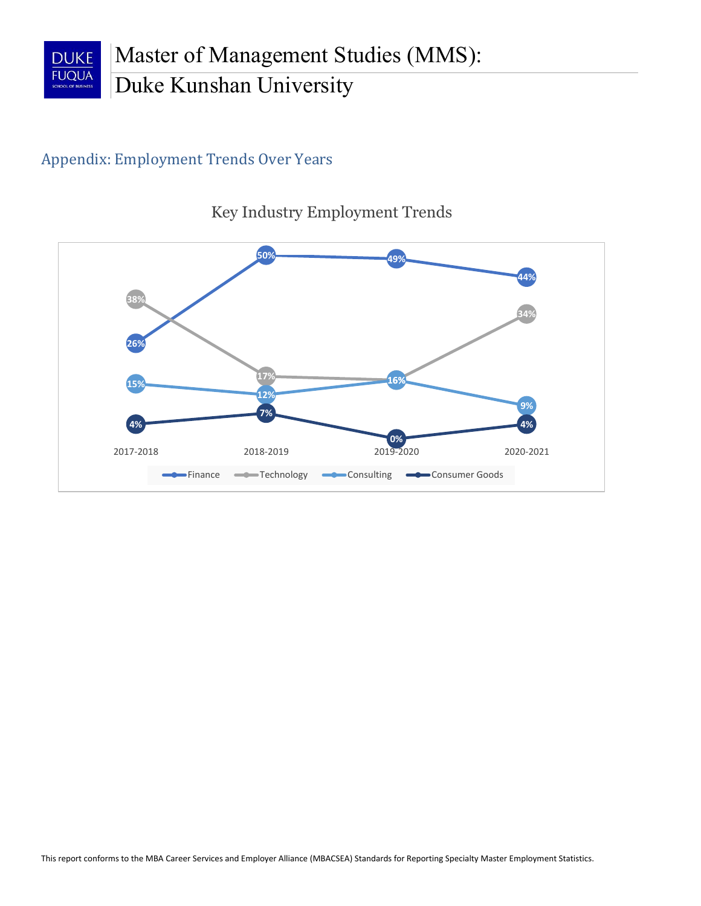## Appendix: Employment Trends Over Years

### Key Industry Employment Trends

| Industry | 2017-2018 | 2018-2019 | 2019-2020 | 2020-2021 |
|---|---|---|---|---|
| Finance | 26% | 50% | 49% | 44% |
| Technology | 38% | 17% | 16% | 34% |
| Consulting | 15% | 12% | 16% | 9% |
| Consumer Goods | 4% | 7% | 0% | 4% |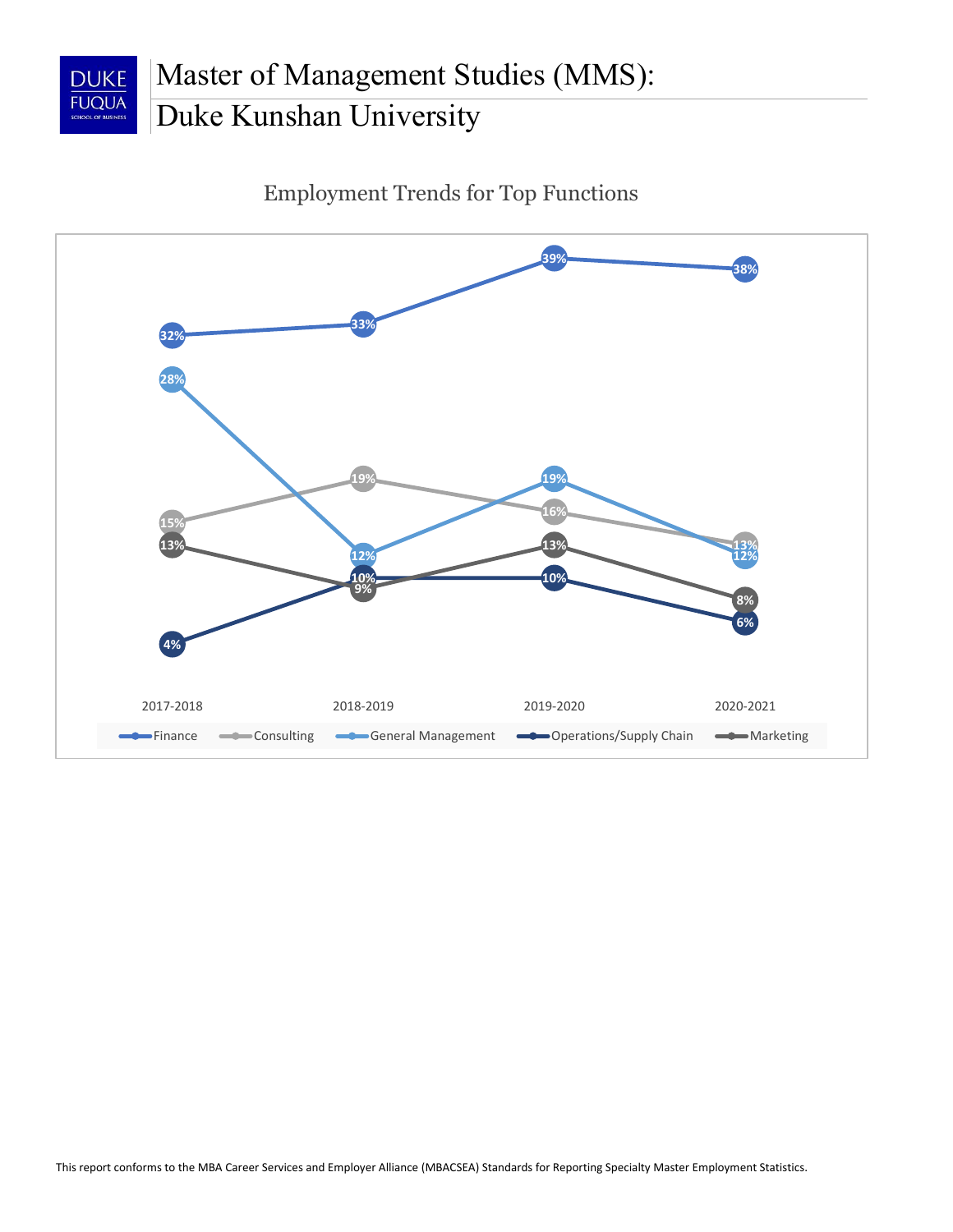# Master of Management Studies (MMS): Duke Kunshan University

## Employment Trends for Top Functions

32%
33%
39%
38%
28%
19%
19%
15%
16%
13%
12%
13%
13%
12%
10%
10%
9%
8%
6%
4%

2017-2018
2018-2019
2019-2020
2020-2021

Finance
Consulting
General Management
Operations/Supply Chain
Marketing

This report conforms to the MBA Career Services and Employer Alliance (MBACSEA) Standards for Reporting Specialty Master Employment Statistics.